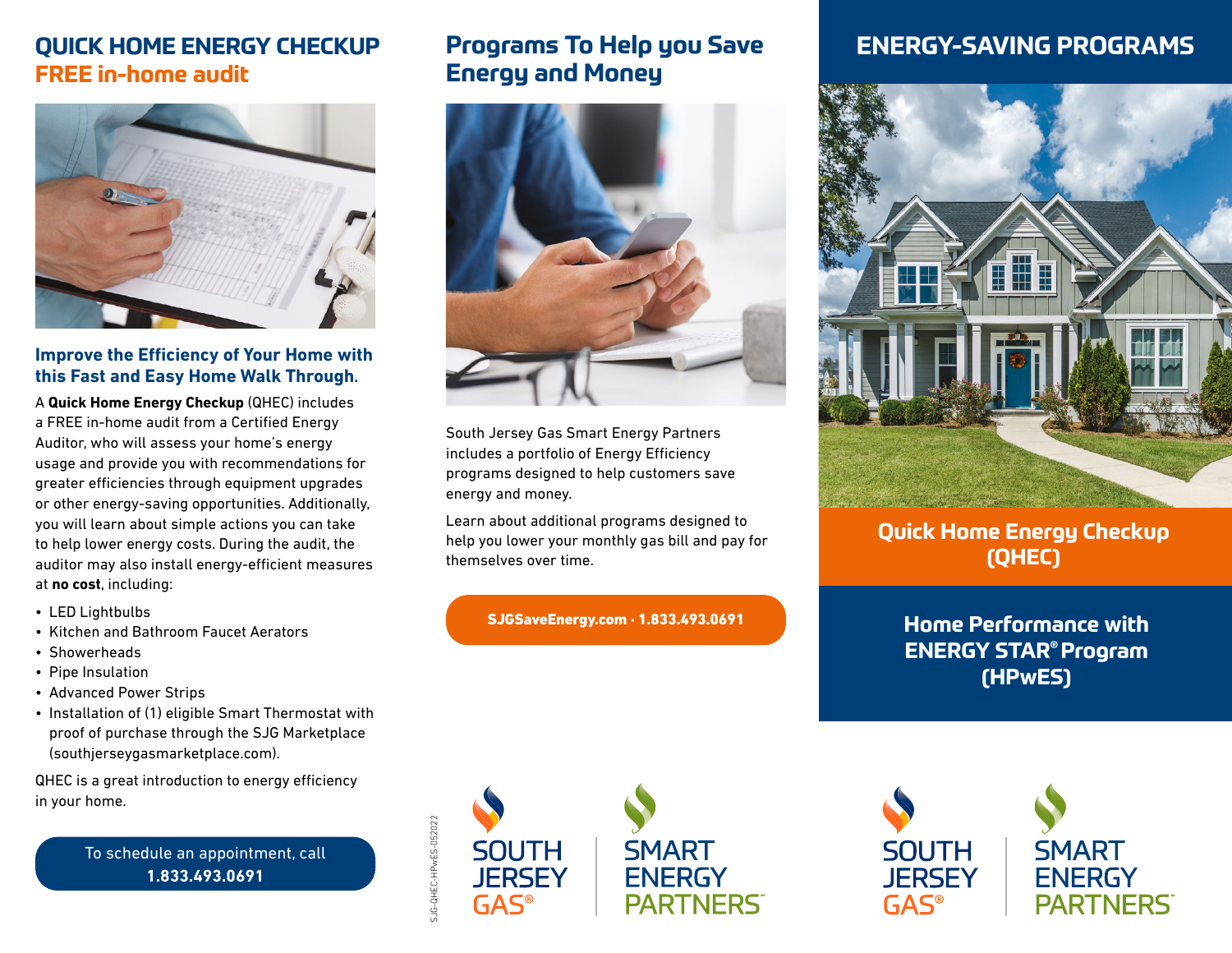# QUICK HOME ENERGY CHECKUP

## FREE in-home audit

### Improve the Efficiency of Your Home with this Fast and Easy Home Walk Through.

A **Quick Home Energy Checkup** (QHEC) includes a FREE in-home audit from a Certified Energy Auditor, who will assess your home's energy usage and provide you with recommendations for greater efficiencies through equipment upgrades or other energy-saving opportunities. Additionally, you will learn about simple actions you can take to help lower energy costs. During the audit, the auditor may also install energy-efficient measures at **no cost**, including:

- LED Lightbulbs
- Kitchen and Bathroom Faucet Aerators
- Showerheads
- Pipe Insulation
- Advanced Power Strips
- Installation of (1) eligible Smart Thermostat with proof of purchase through the SJG Marketplace (southjerseygasmarketplace.com).

QHEC is a great introduction to energy efficiency in your home.

To schedule an appointment, call **1.833.493.0691**

# Programs To Help you Save Energy and Money

South Jersey Gas Smart Energy Partners includes a portfolio of Energy Efficiency programs designed to help customers save energy and money.

Learn about additional programs designed to help you lower your monthly gas bill and pay for themselves over time.

**SJGSaveEnergy.com · 1.833.493.0691**

SOUTH JERSEY GAS® | SMART ENERGY PARTNERS℠

SJG-QHEC-HPwES-052022

# ENERGY-SAVING PROGRAMS

## Quick Home Energy Checkup (QHEC)

## Home Performance with ENERGY STAR® Program (HPwES)

SOUTH JERSEY GAS® | SMART ENERGY PARTNERS℠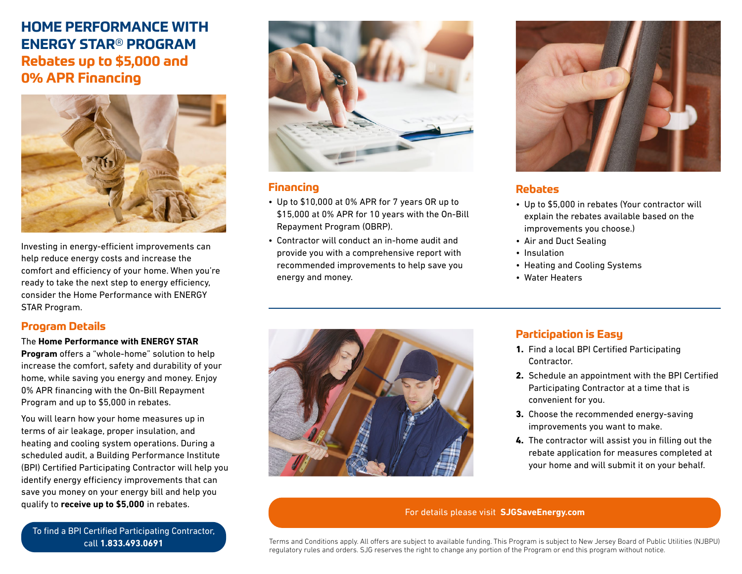# HOME PERFORMANCE WITH ENERGY STAR® PROGRAM

## Rebates up to $5,000 and 0% APR Financing

Investing in energy-efficient improvements can help reduce energy costs and increase the comfort and efficiency of your home. When you're ready to take the next step to energy efficiency, consider the Home Performance with ENERGY STAR Program.

## Program Details

The **Home Performance with ENERGY STAR Program** offers a "whole-home" solution to help increase the comfort, safety and durability of your home, while saving you energy and money. Enjoy 0% APR financing with the On-Bill Repayment Program and up to $5,000 in rebates.

You will learn how your home measures up in terms of air leakage, proper insulation, and heating and cooling system operations. During a scheduled audit, a Building Performance Institute (BPI) Certified Participating Contractor will help you identify energy efficiency improvements that can save you money on your energy bill and help you qualify to **receive up to $5,000** in rebates.

To find a BPI Certified Participating Contractor, call **1.833.493.0691**

## Financing

- Up to $10,000 at 0% APR for 7 years OR up to $15,000 at 0% APR for 10 years with the On-Bill Repayment Program (OBRP).
- Contractor will conduct an in-home audit and provide you with a comprehensive report with recommended improvements to help save you energy and money.

## Rebates

- Up to $5,000 in rebates (Your contractor will explain the rebates available based on the improvements you choose.)
- Air and Duct Sealing
- Insulation
- Heating and Cooling Systems
- Water Heaters

## Participation is Easy

1. Find a local BPI Certified Participating Contractor.
2. Schedule an appointment with the BPI Certified Participating Contractor at a time that is convenient for you.
3. Choose the recommended energy-saving improvements you want to make.
4. The contractor will assist you in filling out the rebate application for measures completed at your home and will submit it on your behalf.

For details please visit **SJGSaveEnergy.com**

Terms and Conditions apply. All offers are subject to available funding. This Program is subject to New Jersey Board of Public Utilities (NJBPU) regulatory rules and orders. SJG reserves the right to change any portion of the Program or end this program without notice.